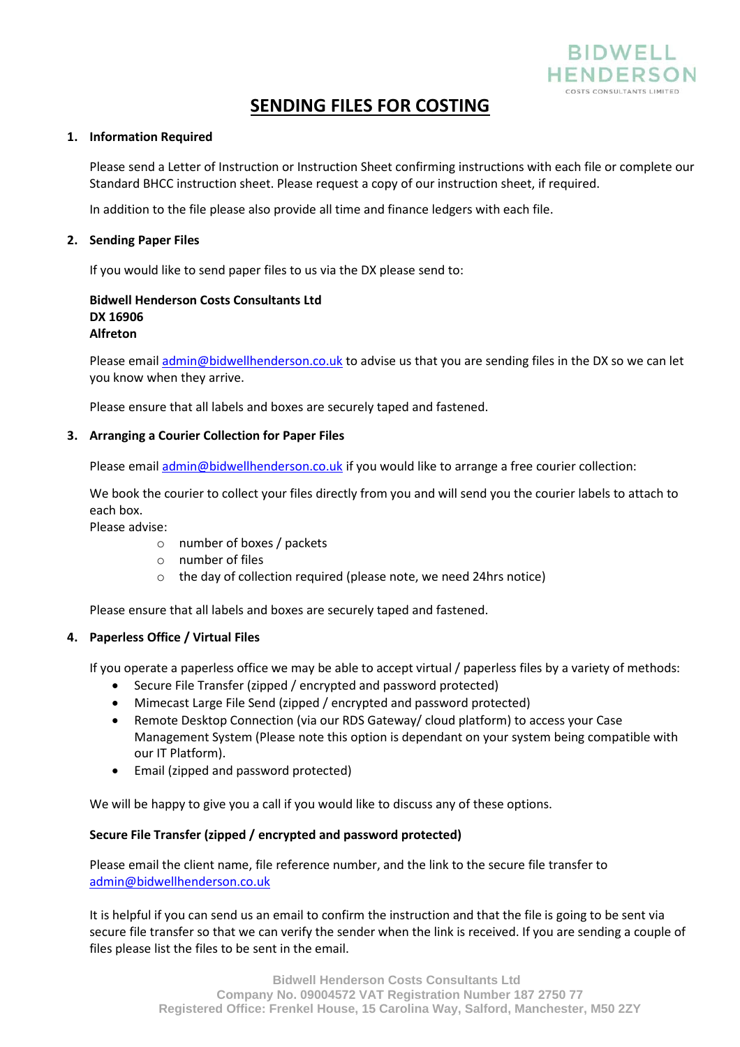BIDWELL HENDERSON
COSTS CONSULTANTS LIMITED

# SENDING FILES FOR COSTING

## 1. Information Required

Please send a Letter of Instruction or Instruction Sheet confirming instructions with each file or complete our Standard BHCC instruction sheet. Please request a copy of our instruction sheet, if required.

In addition to the file please also provide all time and finance ledgers with each file.

## 2. Sending Paper Files

If you would like to send paper files to us via the DX please send to:

**Bidwell Henderson Costs Consultants Ltd**
**DX 16906**
**Alfreton**

Please email admin@bidwellhenderson.co.uk to advise us that you are sending files in the DX so we can let you know when they arrive.

Please ensure that all labels and boxes are securely taped and fastened.

## 3. Arranging a Courier Collection for Paper Files

Please email admin@bidwellhenderson.co.uk if you would like to arrange a free courier collection:

We book the courier to collect your files directly from you and will send you the courier labels to attach to each box.
Please advise:

- number of boxes / packets
- number of files
- the day of collection required (please note, we need 24hrs notice)

Please ensure that all labels and boxes are securely taped and fastened.

## 4. Paperless Office / Virtual Files

If you operate a paperless office we may be able to accept virtual / paperless files by a variety of methods:

- Secure File Transfer (zipped / encrypted and password protected)
- Mimecast Large File Send (zipped / encrypted and password protected)
- Remote Desktop Connection (via our RDS Gateway/ cloud platform) to access your Case Management System (Please note this option is dependant on your system being compatible with our IT Platform).
- Email (zipped and password protected)

We will be happy to give you a call if you would like to discuss any of these options.

### Secure File Transfer (zipped / encrypted and password protected)

Please email the client name, file reference number, and the link to the secure file transfer to admin@bidwellhenderson.co.uk

It is helpful if you can send us an email to confirm the instruction and that the file is going to be sent via secure file transfer so that we can verify the sender when the link is received. If you are sending a couple of files please list the files to be sent in the email.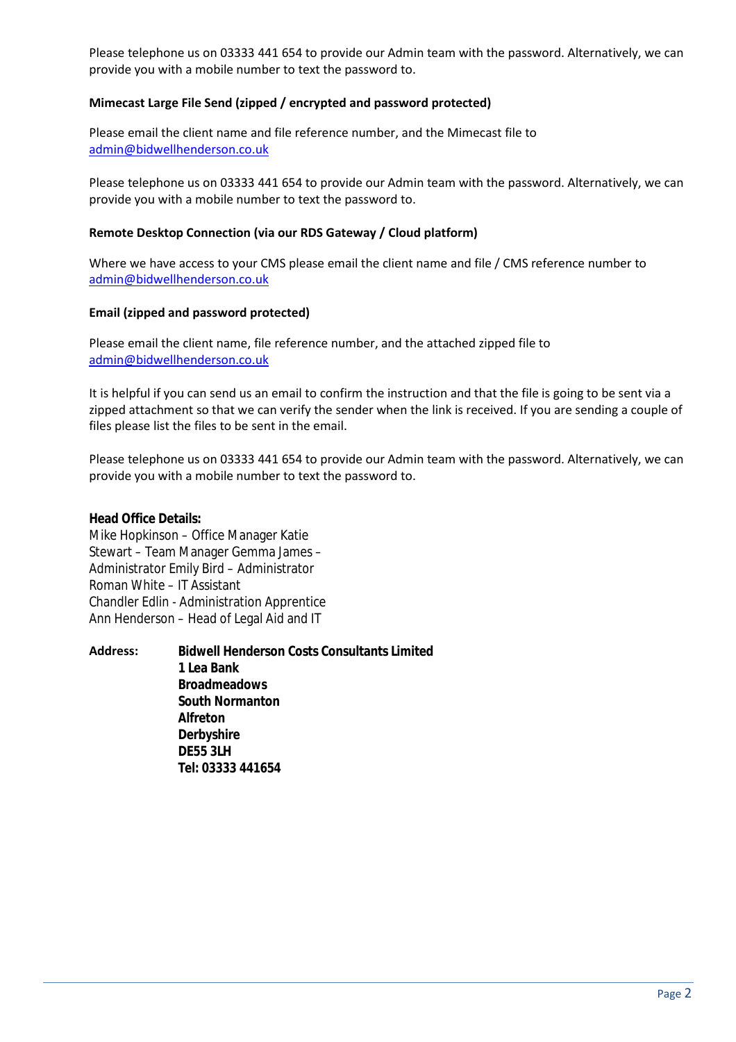Please telephone us on 03333 441 654 to provide our Admin team with the password. Alternatively, we can provide you with a mobile number to text the password to.

**Mimecast Large File Send (zipped / encrypted and password protected)**

Please email the client name and file reference number, and the Mimecast file to admin@bidwellhenderson.co.uk

Please telephone us on 03333 441 654 to provide our Admin team with the password. Alternatively, we can provide you with a mobile number to text the password to.

**Remote Desktop Connection (via our RDS Gateway / Cloud platform)**

Where we have access to your CMS please email the client name and file / CMS reference number to admin@bidwellhenderson.co.uk

**Email (zipped and password protected)**

Please email the client name, file reference number, and the attached zipped file to admin@bidwellhenderson.co.uk

It is helpful if you can send us an email to confirm the instruction and that the file is going to be sent via a zipped attachment so that we can verify the sender when the link is received. If you are sending a couple of files please list the files to be sent in the email.

Please telephone us on 03333 441 654 to provide our Admin team with the password. Alternatively, we can provide you with a mobile number to text the password to.

**Head Office Details:**

Mike Hopkinson – Office Manager Katie Stewart – Team Manager Gemma James – Administrator Emily Bird – Administrator
Roman White – IT Assistant
Chandler Edlin - Administration Apprentice
Ann Henderson – Head of Legal Aid and IT

**Address:** **Bidwell Henderson Costs Consultants Limited**
**1 Lea Bank**
**Broadmeadows**
**South Normanton**
**Alfreton**
**Derbyshire**
**DE55 3LH**
**Tel: 03333 441654**